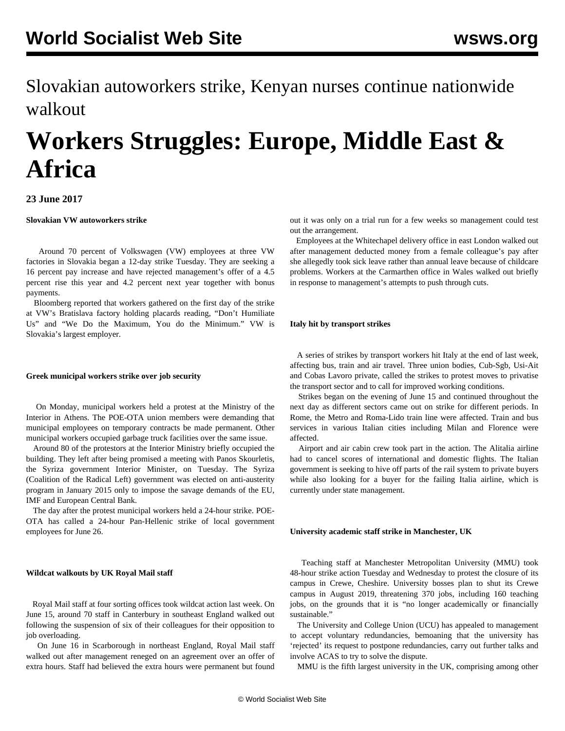Slovakian autoworkers strike, Kenyan nurses continue nationwide walkout

# Workers Struggles: Europe, Middle East & Africa

**23 June 2017**

**Slovakian VW autoworkers strike**

Around 70 percent of Volkswagen (VW) employees at three VW factories in Slovakia began a 12-day strike Tuesday. They are seeking a 16 percent pay increase and have rejected management's offer of a 4.5 percent rise this year and 4.2 percent next year together with bonus payments.

Bloomberg reported that workers gathered on the first day of the strike at VW's Bratislava factory holding placards reading, "Don't Humiliate Us" and "We Do the Maximum, You do the Minimum." VW is Slovakia's largest employer.

**Greek municipal workers strike over job security**

On Monday, municipal workers held a protest at the Ministry of the Interior in Athens. The POE-OTA union members were demanding that municipal employees on temporary contracts be made permanent. Other municipal workers occupied garbage truck facilities over the same issue.

Around 80 of the protestors at the Interior Ministry briefly occupied the building. They left after being promised a meeting with Panos Skourletis, the Syriza government Interior Minister, on Tuesday. The Syriza (Coalition of the Radical Left) government was elected on anti-austerity program in January 2015 only to impose the savage demands of the EU, IMF and European Central Bank.

The day after the protest municipal workers held a 24-hour strike. POE-OTA has called a 24-hour Pan-Hellenic strike of local government employees for June 26.

**Wildcat walkouts by UK Royal Mail staff**

Royal Mail staff at four sorting offices took wildcat action last week. On June 15, around 70 staff in Canterbury in southeast England walked out following the suspension of six of their colleagues for their opposition to job overloading.

On June 16 in Scarborough in northeast England, Royal Mail staff walked out after management reneged on an agreement over an offer of extra hours. Staff had believed the extra hours were permanent but found out it was only on a trial run for a few weeks so management could test out the arrangement.

Employees at the Whitechapel delivery office in east London walked out after management deducted money from a female colleague's pay after she allegedly took sick leave rather than annual leave because of childcare problems. Workers at the Carmarthen office in Wales walked out briefly in response to management's attempts to push through cuts.

**Italy hit by transport strikes**

A series of strikes by transport workers hit Italy at the end of last week, affecting bus, train and air travel. Three union bodies, Cub-Sgb, Usi-Ait and Cobas Lavoro private, called the strikes to protest moves to privatise the transport sector and to call for improved working conditions.

Strikes began on the evening of June 15 and continued throughout the next day as different sectors came out on strike for different periods. In Rome, the Metro and Roma-Lido train line were affected. Train and bus services in various Italian cities including Milan and Florence were affected.

Airport and air cabin crew took part in the action. The Alitalia airline had to cancel scores of international and domestic flights. The Italian government is seeking to hive off parts of the rail system to private buyers while also looking for a buyer for the failing Italia airline, which is currently under state management.

**University academic staff strike in Manchester, UK**

Teaching staff at Manchester Metropolitan University (MMU) took 48-hour strike action Tuesday and Wednesday to protest the closure of its campus in Crewe, Cheshire. University bosses plan to shut its Crewe campus in August 2019, threatening 370 jobs, including 160 teaching jobs, on the grounds that it is "no longer academically or financially sustainable."

The University and College Union (UCU) has appealed to management to accept voluntary redundancies, bemoaning that the university has 'rejected' its request to postpone redundancies, carry out further talks and involve ACAS to try to settle the dispute.

MMU is the fifth largest university in the UK, comprising among other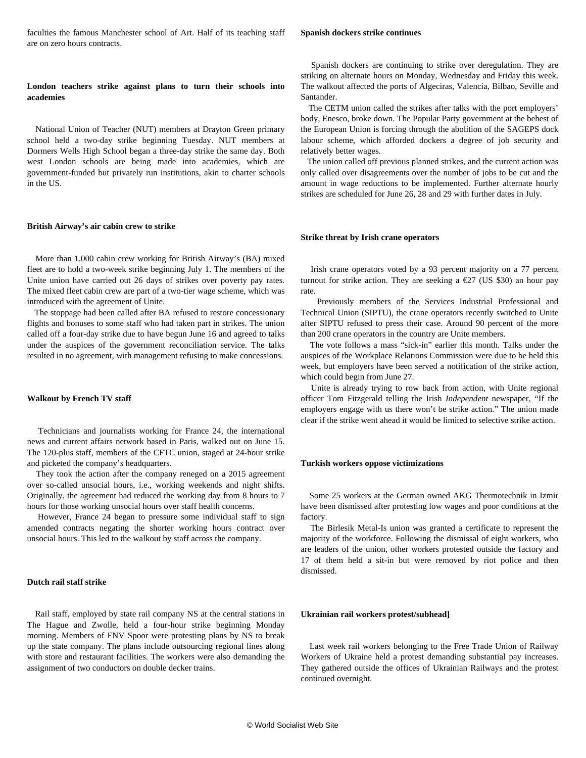faculties the famous Manchester school of Art. Half of its teaching staff are on zero hours contracts.

**London teachers strike against plans to turn their schools into academies**

National Union of Teacher (NUT) members at Drayton Green primary school held a two-day strike beginning Tuesday. NUT members at Dormers Wells High School began a three-day strike the same day. Both west London schools are being made into academies, which are government-funded but privately run institutions, akin to charter schools in the US.

**British Airway's air cabin crew to strike**

More than 1,000 cabin crew working for British Airway's (BA) mixed fleet are to hold a two-week strike beginning July 1. The members of the Unite union have carried out 26 days of strikes over poverty pay rates. The mixed fleet cabin crew are part of a two-tier wage scheme, which was introduced with the agreement of Unite.

The stoppage had been called after BA refused to restore concessionary flights and bonuses to some staff who had taken part in strikes. The union called off a four-day strike due to have begun June 16 and agreed to talks under the auspices of the government reconciliation service. The talks resulted in no agreement, with management refusing to make concessions.

**Walkout by French TV staff**

Technicians and journalists working for France 24, the international news and current affairs network based in Paris, walked out on June 15. The 120-plus staff, members of the CFTC union, staged at 24-hour strike and picketed the company's headquarters.

They took the action after the company reneged on a 2015 agreement over so-called unsocial hours, i.e., working weekends and night shifts. Originally, the agreement had reduced the working day from 8 hours to 7 hours for those working unsocial hours over staff health concerns.

However, France 24 began to pressure some individual staff to sign amended contracts negating the shorter working hours contract over unsocial hours. This led to the walkout by staff across the company.

**Dutch rail staff strike**

Rail staff, employed by state rail company NS at the central stations in The Hague and Zwolle, held a four-hour strike beginning Monday morning. Members of FNV Spoor were protesting plans by NS to break up the state company. The plans include outsourcing regional lines along with store and restaurant facilities. The workers were also demanding the assignment of two conductors on double decker trains.

**Spanish dockers strike continues**

Spanish dockers are continuing to strike over deregulation. They are striking on alternate hours on Monday, Wednesday and Friday this week. The walkout affected the ports of Algeciras, Valencia, Bilbao, Seville and Santander.

The CETM union called the strikes after talks with the port employers' body, Enesco, broke down. The Popular Party government at the behest of the European Union is forcing through the abolition of the SAGEPS dock labour scheme, which afforded dockers a degree of job security and relatively better wages.

The union called off previous planned strikes, and the current action was only called over disagreements over the number of jobs to be cut and the amount in wage reductions to be implemented. Further alternate hourly strikes are scheduled for June 26, 28 and 29 with further dates in July.

**Strike threat by Irish crane operators**

Irish crane operators voted by a 93 percent majority on a 77 percent turnout for strike action. They are seeking a €27 (US $30) an hour pay rate.

Previously members of the Services Industrial Professional and Technical Union (SIPTU), the crane operators recently switched to Unite after SIPTU refused to press their case. Around 90 percent of the more than 200 crane operators in the country are Unite members.

The vote follows a mass "sick-in" earlier this month. Talks under the auspices of the Workplace Relations Commission were due to be held this week, but employers have been served a notification of the strike action, which could begin from June 27.

Unite is already trying to row back from action, with Unite regional officer Tom Fitzgerald telling the Irish *Independent* newspaper, "If the employers engage with us there won't be strike action." The union made clear if the strike went ahead it would be limited to selective strike action.

**Turkish workers oppose victimizations**

Some 25 workers at the German owned AKG Thermotechnik in Izmir have been dismissed after protesting low wages and poor conditions at the factory.

The Birlesik Metal-Is union was granted a certificate to represent the majority of the workforce. Following the dismissal of eight workers, who are leaders of the union, other workers protested outside the factory and 17 of them held a sit-in but were removed by riot police and then dismissed.

**Ukrainian rail workers protest/subhead]**

Last week rail workers belonging to the Free Trade Union of Railway Workers of Ukraine held a protest demanding substantial pay increases. They gathered outside the offices of Ukrainian Railways and the protest continued overnight.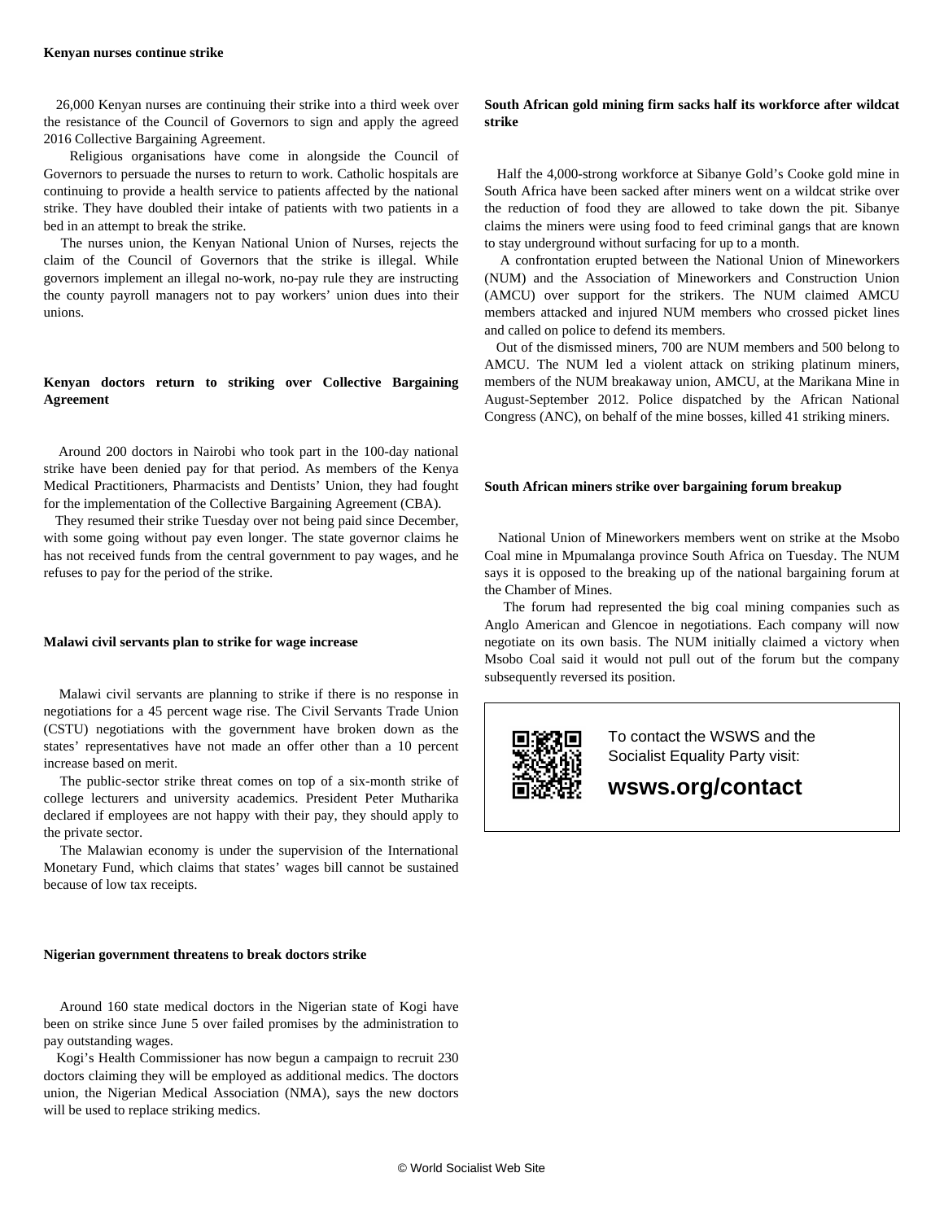**Kenyan nurses continue strike**

26,000 Kenyan nurses are continuing their strike into a third week over the resistance of the Council of Governors to sign and apply the agreed 2016 Collective Bargaining Agreement.

Religious organisations have come in alongside the Council of Governors to persuade the nurses to return to work. Catholic hospitals are continuing to provide a health service to patients affected by the national strike. They have doubled their intake of patients with two patients in a bed in an attempt to break the strike.

The nurses union, the Kenyan National Union of Nurses, rejects the claim of the Council of Governors that the strike is illegal. While governors implement an illegal no-work, no-pay rule they are instructing the county payroll managers not to pay workers' union dues into their unions.

**Kenyan doctors return to striking over Collective Bargaining Agreement**

Around 200 doctors in Nairobi who took part in the 100-day national strike have been denied pay for that period. As members of the Kenya Medical Practitioners, Pharmacists and Dentists' Union, they had fought for the implementation of the Collective Bargaining Agreement (CBA).

They resumed their strike Tuesday over not being paid since December, with some going without pay even longer. The state governor claims he has not received funds from the central government to pay wages, and he refuses to pay for the period of the strike.

**Malawi civil servants plan to strike for wage increase**

Malawi civil servants are planning to strike if there is no response in negotiations for a 45 percent wage rise. The Civil Servants Trade Union (CSTU) negotiations with the government have broken down as the states' representatives have not made an offer other than a 10 percent increase based on merit.

The public-sector strike threat comes on top of a six-month strike of college lecturers and university academics. President Peter Mutharika declared if employees are not happy with their pay, they should apply to the private sector.

The Malawian economy is under the supervision of the International Monetary Fund, which claims that states' wages bill cannot be sustained because of low tax receipts.

**Nigerian government threatens to break doctors strike**

Around 160 state medical doctors in the Nigerian state of Kogi have been on strike since June 5 over failed promises by the administration to pay outstanding wages.

Kogi's Health Commissioner has now begun a campaign to recruit 230 doctors claiming they will be employed as additional medics. The doctors union, the Nigerian Medical Association (NMA), says the new doctors will be used to replace striking medics.

**South African gold mining firm sacks half its workforce after wildcat strike**

Half the 4,000-strong workforce at Sibanye Gold's Cooke gold mine in South Africa have been sacked after miners went on a wildcat strike over the reduction of food they are allowed to take down the pit. Sibanye claims the miners were using food to feed criminal gangs that are known to stay underground without surfacing for up to a month.

A confrontation erupted between the National Union of Mineworkers (NUM) and the Association of Mineworkers and Construction Union (AMCU) over support for the strikers. The NUM claimed AMCU members attacked and injured NUM members who crossed picket lines and called on police to defend its members.

Out of the dismissed miners, 700 are NUM members and 500 belong to AMCU. The NUM led a violent attack on striking platinum miners, members of the NUM breakaway union, AMCU, at the Marikana Mine in August-September 2012. Police dispatched by the African National Congress (ANC), on behalf of the mine bosses, killed 41 striking miners.

**South African miners strike over bargaining forum breakup**

National Union of Mineworkers members went on strike at the Msobo Coal mine in Mpumalanga province South Africa on Tuesday. The NUM says it is opposed to the breaking up of the national bargaining forum at the Chamber of Mines.

The forum had represented the big coal mining companies such as Anglo American and Glencore in negotiations. Each company will now negotiate on its own basis. The NUM initially claimed a victory when Msobo Coal said it would not pull out of the forum but the company subsequently reversed its position.

To contact the WSWS and the Socialist Equality Party visit:

**wsws.org/contact**